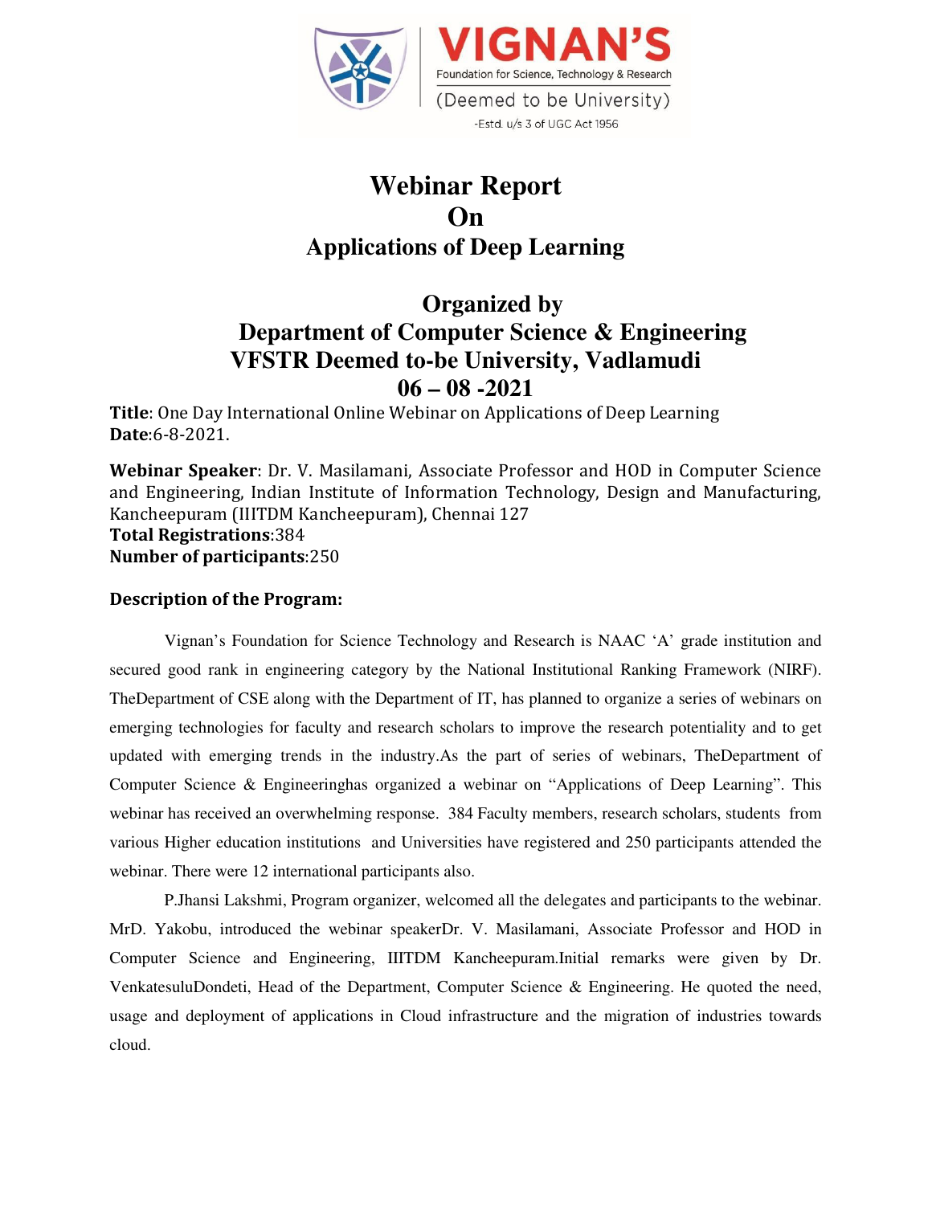VIGNAN'S
Foundation for Science, Technology & Research
(Deemed to be University)
-Estd. u/s 3 of UGC Act 1956

# Webinar Report
# On
# Applications of Deep Learning

## Organized by
## Department of Computer Science & Engineering
## VFSTR Deemed to-be University, Vadlamudi
## 06 – 08 -2021

**Title**: One Day International Online Webinar on Applications of Deep Learning
**Date**:6-8-2021.

**Webinar Speaker**: Dr. V. Masilamani, Associate Professor and HOD in Computer Science and Engineering, Indian Institute of Information Technology, Design and Manufacturing, Kancheepuram (IIITDM Kancheepuram), Chennai 127
**Total Registrations**:384
**Number of participants**:250

### Description of the Program:

Vignan's Foundation for Science Technology and Research is NAAC 'A' grade institution and secured good rank in engineering category by the National Institutional Ranking Framework (NIRF). TheDepartment of CSE along with the Department of IT, has planned to organize a series of webinars on emerging technologies for faculty and research scholars to improve the research potentiality and to get updated with emerging trends in the industry.As the part of series of webinars, TheDepartment of Computer Science & Engineeringhas organized a webinar on "Applications of Deep Learning". This webinar has received an overwhelming response. 384 Faculty members, research scholars, students from various Higher education institutions and Universities have registered and 250 participants attended the webinar. There were 12 international participants also.

P.Jhansi Lakshmi, Program organizer, welcomed all the delegates and participants to the webinar. MrD. Yakobu, introduced the webinar speakerDr. V. Masilamani, Associate Professor and HOD in Computer Science and Engineering, IIITDM Kancheepuram.Initial remarks were given by Dr. VenkatesuluDondeti, Head of the Department, Computer Science & Engineering. He quoted the need, usage and deployment of applications in Cloud infrastructure and the migration of industries towards cloud.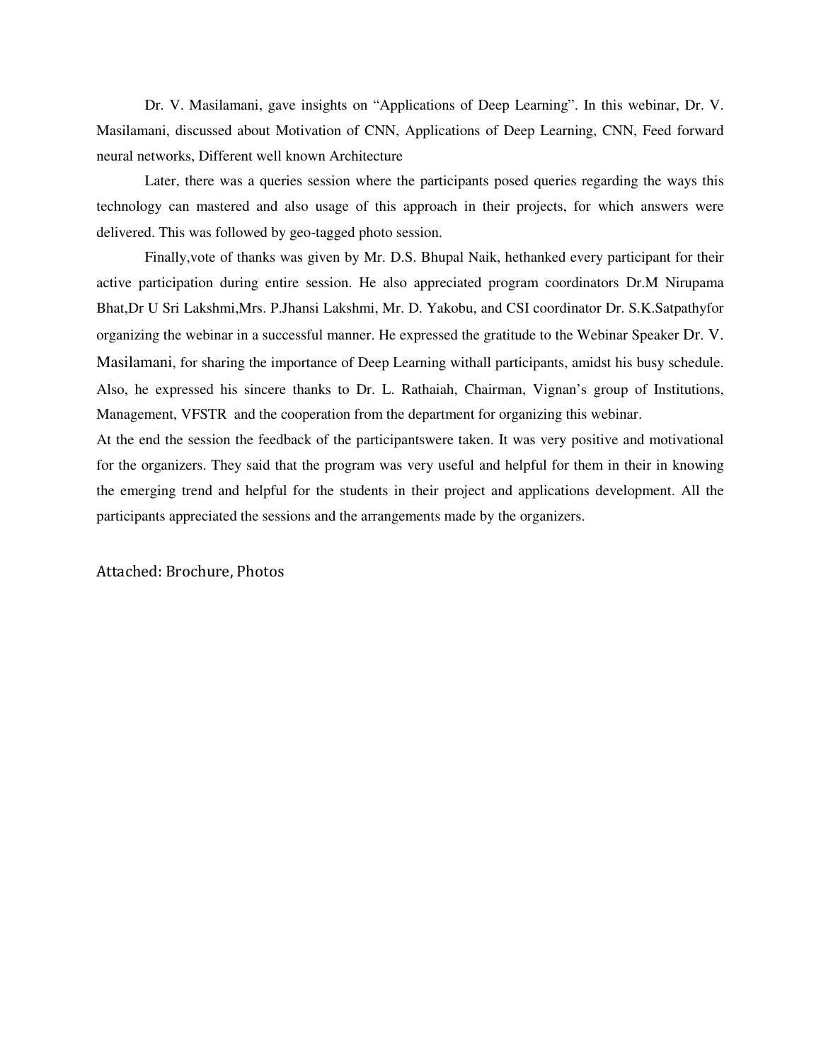Dr. V. Masilamani, gave insights on "Applications of Deep Learning". In this webinar, Dr. V. Masilamani, discussed about Motivation of CNN, Applications of Deep Learning, CNN, Feed forward neural networks, Different well known Architecture

Later, there was a queries session where the participants posed queries regarding the ways this technology can mastered and also usage of this approach in their projects, for which answers were delivered. This was followed by geo-tagged photo session.

Finally,vote of thanks was given by Mr. D.S. Bhupal Naik, hethanked every participant for their active participation during entire session. He also appreciated program coordinators Dr.M Nirupama Bhat,Dr U Sri Lakshmi,Mrs. P.Jhansi Lakshmi, Mr. D. Yakobu, and CSI coordinator Dr. S.K.Satpathyfor organizing the webinar in a successful manner. He expressed the gratitude to the Webinar Speaker Dr. V. Masilamani, for sharing the importance of Deep Learning withall participants, amidst his busy schedule. Also, he expressed his sincere thanks to Dr. L. Rathaiah, Chairman, Vignan's group of Institutions, Management, VFSTR and the cooperation from the department for organizing this webinar.

At the end the session the feedback of the participantswere taken. It was very positive and motivational for the organizers. They said that the program was very useful and helpful for them in their in knowing the emerging trend and helpful for the students in their project and applications development. All the participants appreciated the sessions and the arrangements made by the organizers.

Attached: Brochure, Photos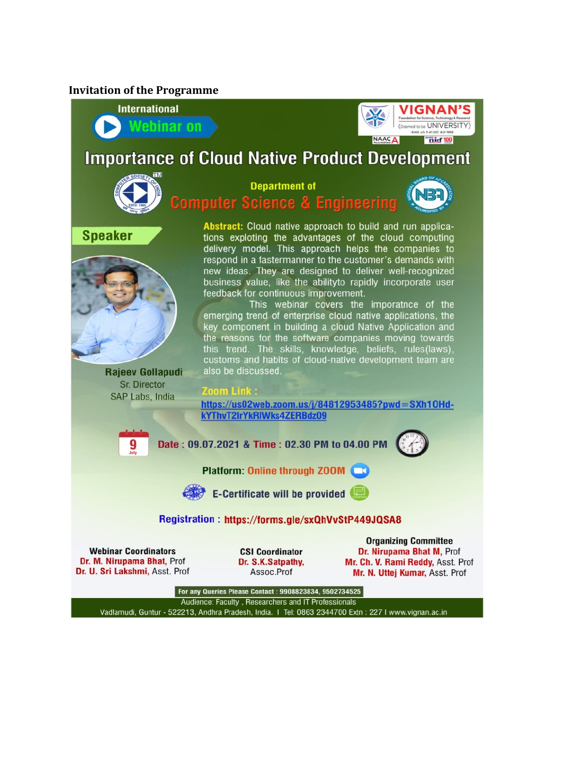**Invitation of the Programme**

International

Webinar on

VIGNAN'S Foundation for Science, Technology & Research (Deemed to be UNIVERSITY) -Estd. u/s 3 of UGC Act 1956

NAAC A | NIRF 100

# Importance of Cloud Native Product Development

Department of

## Computer Science & Engineering

**Speaker**

**Rajeev Gollapudi**
Sr. Director
SAP Labs, India

**Abstract:** Cloud native approach to build and run applications exploting the advantages of the cloud computing delivery model. This approach helps the companies to respond in a fastermanner to the customer's demands with new ideas. They are designed to deliver well-recognized business value, like the abilityto rapidly incorporate user feedback for continuous improvement.

This webinar covers the imporatnce of the emerging trend of enterprise cloud native applications, the key component in building a cloud Native Application and the reasons for the software companies moving towards this trend. The skills, knowledge, beliefs, rules(laws), customs and habits of cloud-native development team are also be discussed.

**Zoom Link :**
https://us02web.zoom.us/j/84812953485?pwd=SXh1OHd-kYThvT2lrYkRlWks4ZERBdz09

**Date :** 09.07.2021 & **Time :** 02.30 PM to 04.00 PM

**Platform:** Online through ZOOM

**E-Certificate will be provided**

**Registration :** https://forms.gle/sxQhVvStP449JQSA8

**Webinar Coordinators**
Dr. M. Nirupama Bhat, Prof
Dr. U. Sri Lakshmi, Asst. Prof

**CSI Coordinator**
Dr. S.K.Satpathy, Assoc.Prof

**Organizing Committee**
Dr. Nirupama Bhat M, Prof
Mr. Ch. V. Rami Reddy, Asst. Prof
Mr. N. Uttej Kumar, Asst. Prof

For any Queries Please Contact : 9908823834, 9502734525

Audience: Faculty , Researchers and IT Professionals

Vadlamudi, Guntur - 522213, Andhra Pradesh, India. | Tel: 0863 2344700 Extn : 227 | www.vignan.ac.in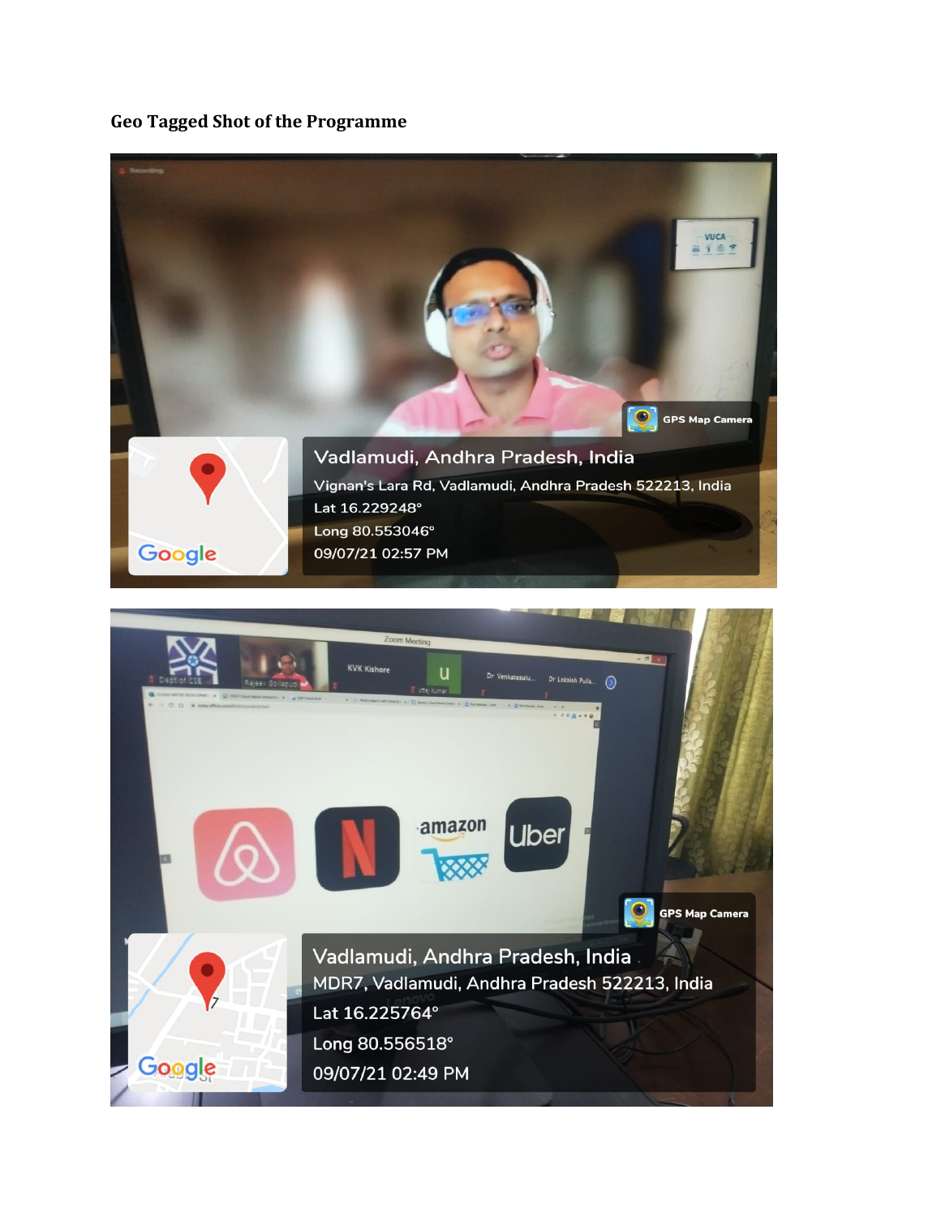## Geo Tagged Shot of the Programme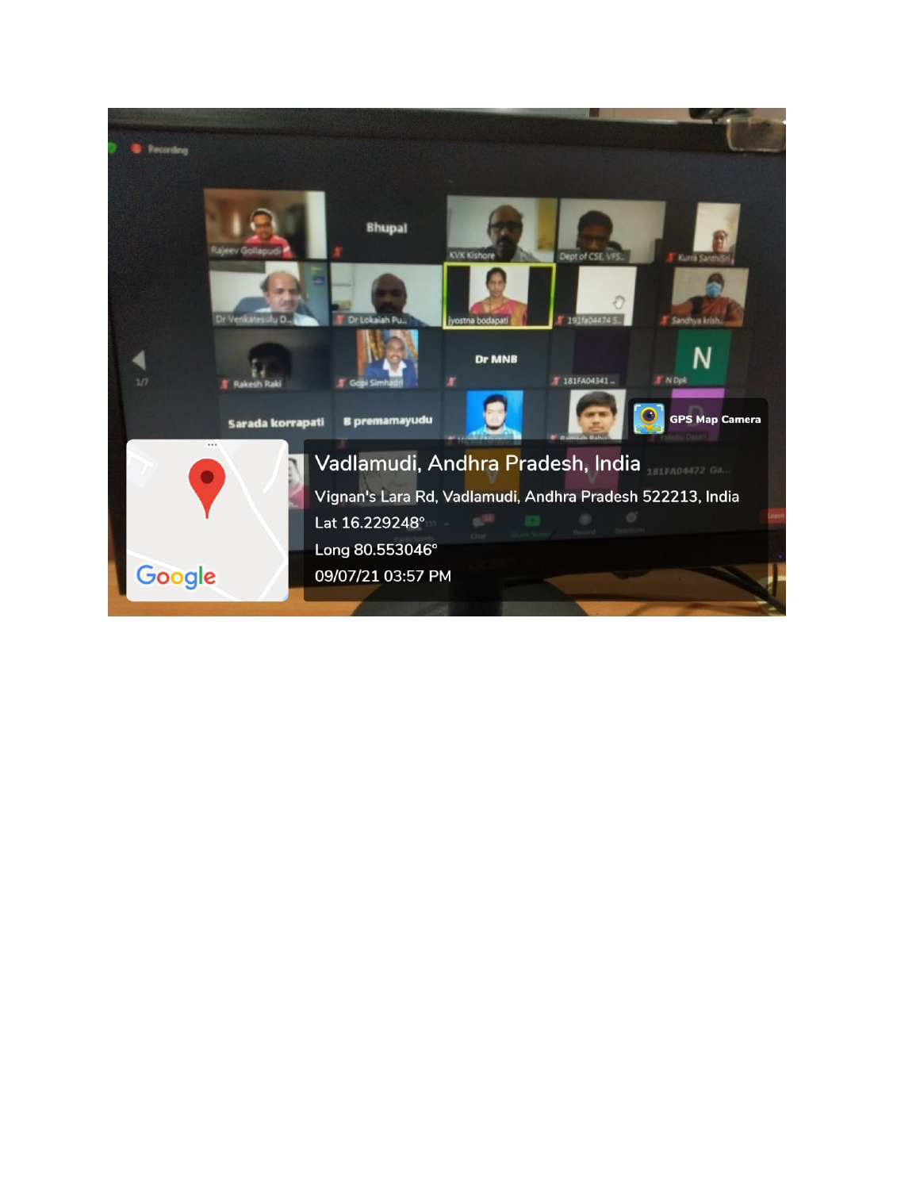GPS Map Camera

Vadlamudi, Andhra Pradesh, India

Vignan's Lara Rd, Vadlamudi, Andhra Pradesh 522213, India

Lat 16.229248°

Long 80.553046°

09/07/21 03:57 PM